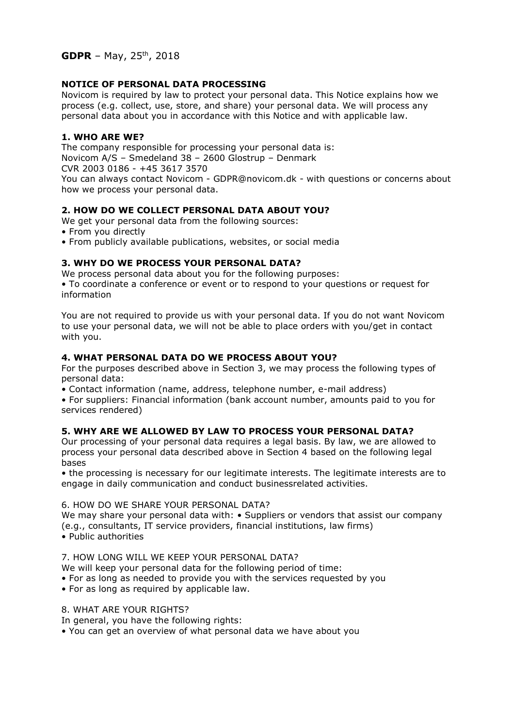**GDPR** – May, 25th, 2018

**NOTICE OF PERSONAL DATA PROCESSING**

Novicom is required by law to protect your personal data. This Notice explains how we process (e.g. collect, use, store, and share) your personal data. We will process any personal data about you in accordance with this Notice and with applicable law.

**1. WHO ARE WE?**

The company responsible for processing your personal data is:
Novicom A/S – Smedeland 38 – 2600 Glostrup – Denmark
CVR 2003 0186 - +45 3617 3570
You can always contact Novicom - GDPR@novicom.dk - with questions or concerns about how we process your personal data.

**2. HOW DO WE COLLECT PERSONAL DATA ABOUT YOU?**

We get your personal data from the following sources:

- From you directly
- From publicly available publications, websites, or social media

**3. WHY DO WE PROCESS YOUR PERSONAL DATA?**

We process personal data about you for the following purposes:

- To coordinate a conference or event or to respond to your questions or request for information

You are not required to provide us with your personal data. If you do not want Novicom to use your personal data, we will not be able to place orders with you/get in contact with you.

**4. WHAT PERSONAL DATA DO WE PROCESS ABOUT YOU?**

For the purposes described above in Section 3, we may process the following types of personal data:

- Contact information (name, address, telephone number, e-mail address)
- For suppliers: Financial information (bank account number, amounts paid to you for services rendered)

**5. WHY ARE WE ALLOWED BY LAW TO PROCESS YOUR PERSONAL DATA?**

Our processing of your personal data requires a legal basis. By law, we are allowed to process your personal data described above in Section 4 based on the following legal bases

- the processing is necessary for our legitimate interests. The legitimate interests are to engage in daily communication and conduct businessrelated activities.

6. HOW DO WE SHARE YOUR PERSONAL DATA?

We may share your personal data with:

- Suppliers or vendors that assist our company (e.g., consultants, IT service providers, financial institutions, law firms)
- Public authorities

7. HOW LONG WILL WE KEEP YOUR PERSONAL DATA?

We will keep your personal data for the following period of time:

- For as long as needed to provide you with the services requested by you
- For as long as required by applicable law.

8. WHAT ARE YOUR RIGHTS?

In general, you have the following rights:

- You can get an overview of what personal data we have about you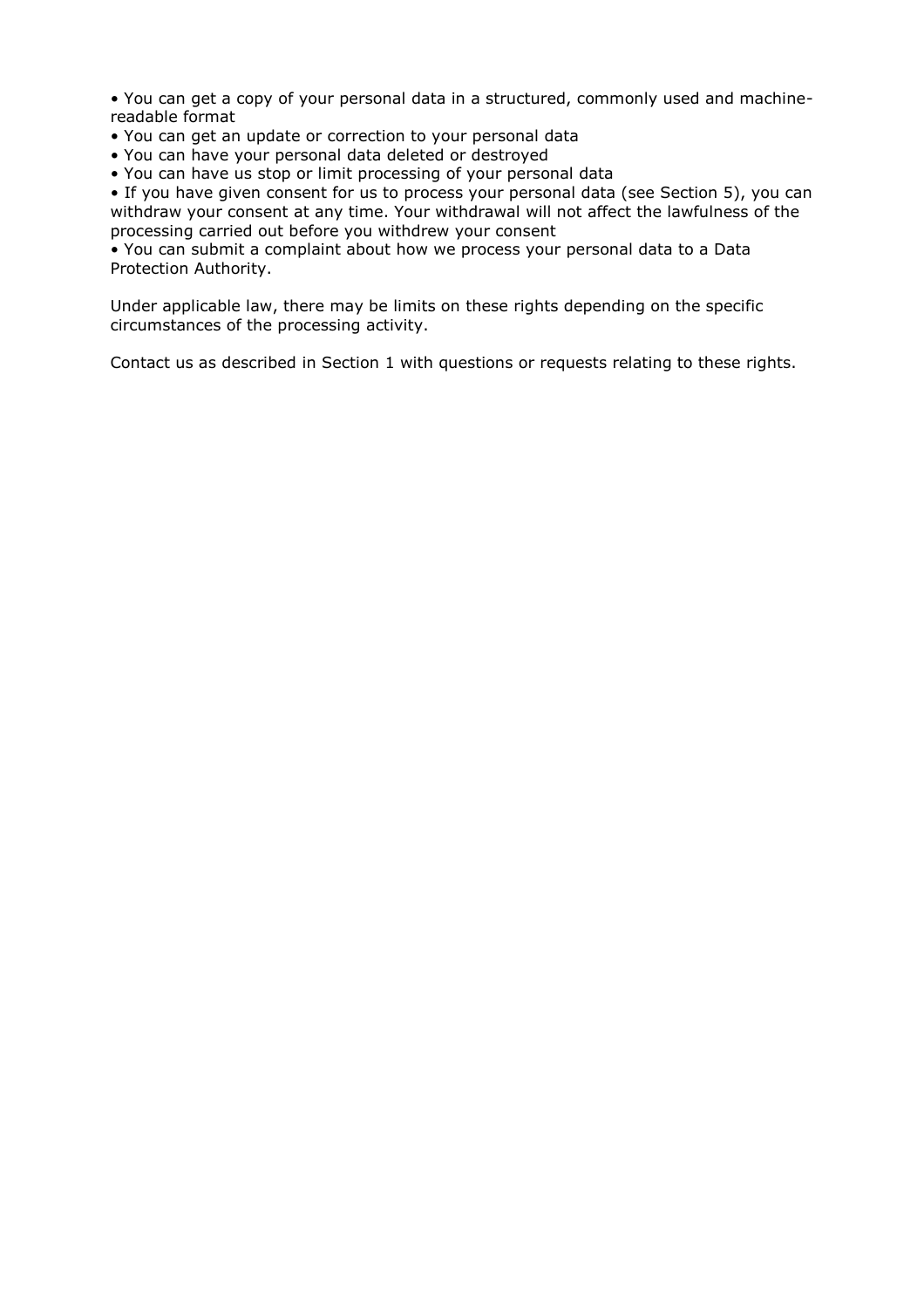- You can get a copy of your personal data in a structured, commonly used and machine-readable format
- You can get an update or correction to your personal data
- You can have your personal data deleted or destroyed
- You can have us stop or limit processing of your personal data
- If you have given consent for us to process your personal data (see Section 5), you can withdraw your consent at any time. Your withdrawal will not affect the lawfulness of the processing carried out before you withdrew your consent
- You can submit a complaint about how we process your personal data to a Data Protection Authority.

Under applicable law, there may be limits on these rights depending on the specific circumstances of the processing activity.

Contact us as described in Section 1 with questions or requests relating to these rights.